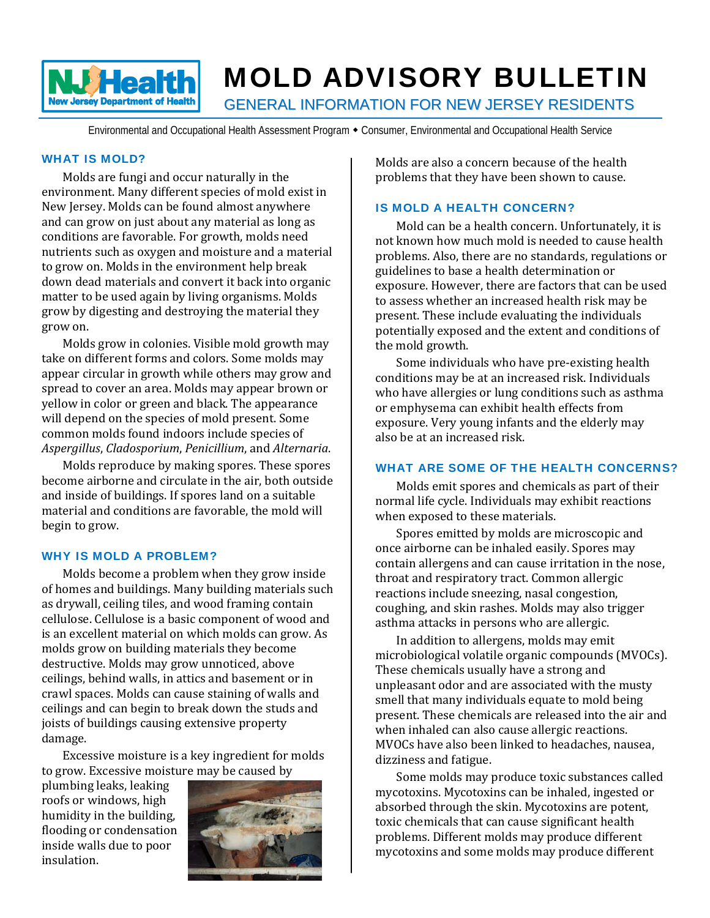# MOLD ADVISORY BULLETIN

## GENERAL INFORMATION FOR NEW JERSEY RESIDENTS

Environmental and Occupational Health Assessment Program ◆ Consumer, Environmental and Occupational Health Service

### WHAT IS MOLD?

Molds are fungi and occur naturally in the environment. Many different species of mold exist in New Jersey. Molds can be found almost anywhere and can grow on just about any material as long as conditions are favorable. For growth, molds need nutrients such as oxygen and moisture and a material to grow on. Molds in the environment help break down dead materials and convert it back into organic matter to be used again by living organisms. Molds grow by digesting and destroying the material they grow on.

Molds grow in colonies. Visible mold growth may take on different forms and colors. Some molds may appear circular in growth while others may grow and spread to cover an area. Molds may appear brown or yellow in color or green and black. The appearance will depend on the species of mold present. Some common molds found indoors include species of *Aspergillus*, *Cladosporium*, *Penicillium*, and *Alternaria*.

Molds reproduce by making spores. These spores become airborne and circulate in the air, both outside and inside of buildings. If spores land on a suitable material and conditions are favorable, the mold will begin to grow.

### WHY IS MOLD A PROBLEM?

Molds become a problem when they grow inside of homes and buildings. Many building materials such as drywall, ceiling tiles, and wood framing contain cellulose. Cellulose is a basic component of wood and is an excellent material on which molds can grow. As molds grow on building materials they become destructive. Molds may grow unnoticed, above ceilings, behind walls, in attics and basement or in crawl spaces. Molds can cause staining of walls and ceilings and can begin to break down the studs and joists of buildings causing extensive property damage.

Excessive moisture is a key ingredient for molds to grow. Excessive moisture may be caused by plumbing leaks, leaking roofs or windows, high humidity in the building, flooding or condensation inside walls due to poor insulation.

Molds are also a concern because of the health problems that they have been shown to cause.

### IS MOLD A HEALTH CONCERN?

Mold can be a health concern. Unfortunately, it is not known how much mold is needed to cause health problems. Also, there are no standards, regulations or guidelines to base a health determination or exposure. However, there are factors that can be used to assess whether an increased health risk may be present. These include evaluating the individuals potentially exposed and the extent and conditions of the mold growth.

Some individuals who have pre-existing health conditions may be at an increased risk. Individuals who have allergies or lung conditions such as asthma or emphysema can exhibit health effects from exposure. Very young infants and the elderly may also be at an increased risk.

### WHAT ARE SOME OF THE HEALTH CONCERNS?

Molds emit spores and chemicals as part of their normal life cycle. Individuals may exhibit reactions when exposed to these materials.

Spores emitted by molds are microscopic and once airborne can be inhaled easily. Spores may contain allergens and can cause irritation in the nose, throat and respiratory tract. Common allergic reactions include sneezing, nasal congestion, coughing, and skin rashes. Molds may also trigger asthma attacks in persons who are allergic.

In addition to allergens, molds may emit microbiological volatile organic compounds (MVOCs). These chemicals usually have a strong and unpleasant odor and are associated with the musty smell that many individuals equate to mold being present. These chemicals are released into the air and when inhaled can also cause allergic reactions. MVOCs have also been linked to headaches, nausea, dizziness and fatigue.

Some molds may produce toxic substances called mycotoxins. Mycotoxins can be inhaled, ingested or absorbed through the skin. Mycotoxins are potent, toxic chemicals that can cause significant health problems. Different molds may produce different mycotoxins and some molds may produce different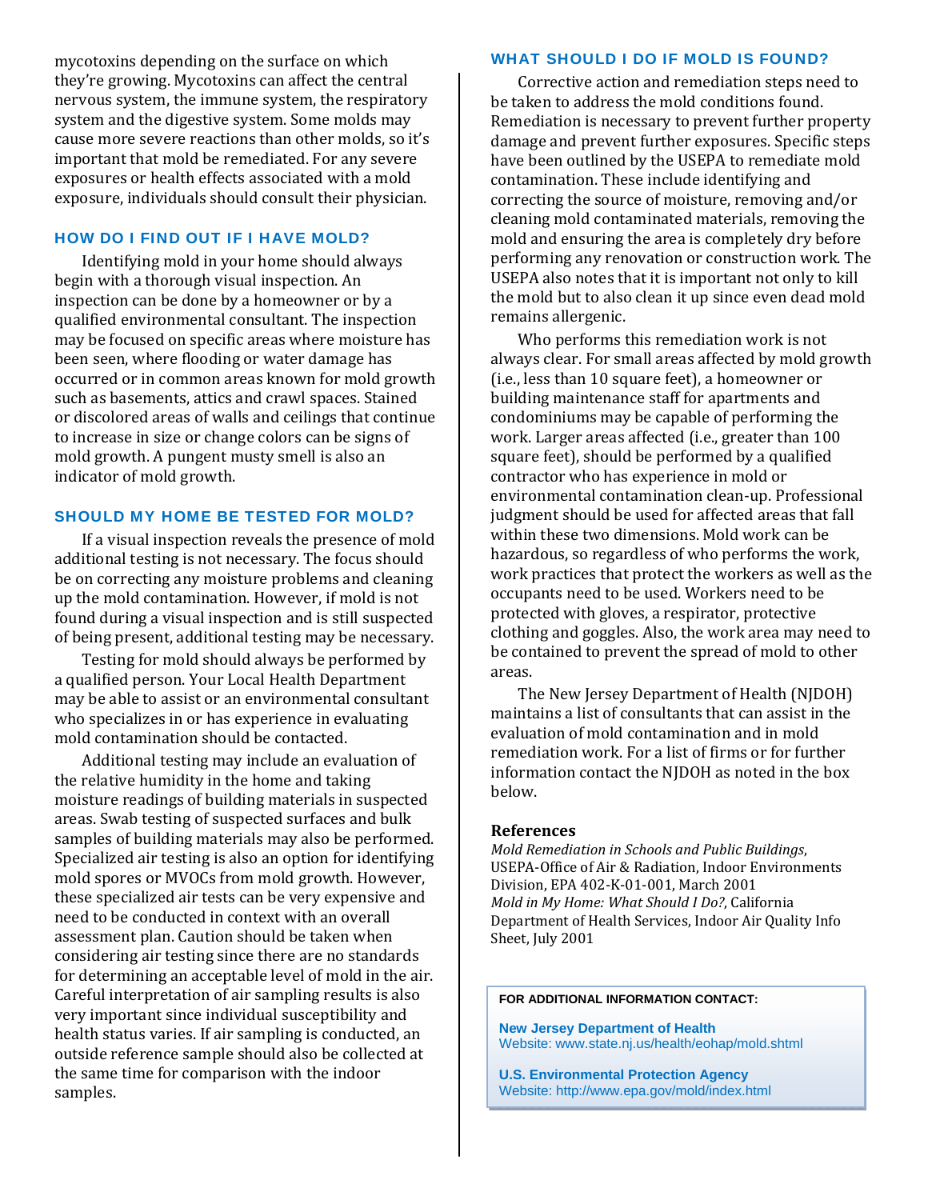mycotoxins depending on the surface on which they're growing. Mycotoxins can affect the central nervous system, the immune system, the respiratory system and the digestive system. Some molds may cause more severe reactions than other molds, so it's important that mold be remediated. For any severe exposures or health effects associated with a mold exposure, individuals should consult their physician.

## HOW DO I FIND OUT IF I HAVE MOLD?

Identifying mold in your home should always begin with a thorough visual inspection. An inspection can be done by a homeowner or by a qualified environmental consultant. The inspection may be focused on specific areas where moisture has been seen, where flooding or water damage has occurred or in common areas known for mold growth such as basements, attics and crawl spaces. Stained or discolored areas of walls and ceilings that continue to increase in size or change colors can be signs of mold growth. A pungent musty smell is also an indicator of mold growth.

## SHOULD MY HOME BE TESTED FOR MOLD?

If a visual inspection reveals the presence of mold additional testing is not necessary. The focus should be on correcting any moisture problems and cleaning up the mold contamination. However, if mold is not found during a visual inspection and is still suspected of being present, additional testing may be necessary.

Testing for mold should always be performed by a qualified person. Your Local Health Department may be able to assist or an environmental consultant who specializes in or has experience in evaluating mold contamination should be contacted.

Additional testing may include an evaluation of the relative humidity in the home and taking moisture readings of building materials in suspected areas. Swab testing of suspected surfaces and bulk samples of building materials may also be performed. Specialized air testing is also an option for identifying mold spores or MVOCs from mold growth. However, these specialized air tests can be very expensive and need to be conducted in context with an overall assessment plan. Caution should be taken when considering air testing since there are no standards for determining an acceptable level of mold in the air. Careful interpretation of air sampling results is also very important since individual susceptibility and health status varies. If air sampling is conducted, an outside reference sample should also be collected at the same time for comparison with the indoor samples.

## WHAT SHOULD I DO IF MOLD IS FOUND?

Corrective action and remediation steps need to be taken to address the mold conditions found. Remediation is necessary to prevent further property damage and prevent further exposures. Specific steps have been outlined by the USEPA to remediate mold contamination. These include identifying and correcting the source of moisture, removing and/or cleaning mold contaminated materials, removing the mold and ensuring the area is completely dry before performing any renovation or construction work. The USEPA also notes that it is important not only to kill the mold but to also clean it up since even dead mold remains allergenic.

Who performs this remediation work is not always clear. For small areas affected by mold growth (i.e., less than 10 square feet), a homeowner or building maintenance staff for apartments and condominiums may be capable of performing the work. Larger areas affected (i.e., greater than 100 square feet), should be performed by a qualified contractor who has experience in mold or environmental contamination clean-up. Professional judgment should be used for affected areas that fall within these two dimensions. Mold work can be hazardous, so regardless of who performs the work, work practices that protect the workers as well as the occupants need to be used. Workers need to be protected with gloves, a respirator, protective clothing and goggles. Also, the work area may need to be contained to prevent the spread of mold to other areas.

The New Jersey Department of Health (NJDOH) maintains a list of consultants that can assist in the evaluation of mold contamination and in mold remediation work. For a list of firms or for further information contact the NJDOH as noted in the box below.

### References

*Mold Remediation in Schools and Public Buildings*, USEPA-Office of Air & Radiation, Indoor Environments Division, EPA 402-K-01-001, March 2001

*Mold in My Home: What Should I Do?*, California Department of Health Services, Indoor Air Quality Info Sheet, July 2001

**FOR ADDITIONAL INFORMATION CONTACT:**

**New Jersey Department of Health**
Website: www.state.nj.us/health/eohap/mold.shtml

**U.S. Environmental Protection Agency**
Website: http://www.epa.gov/mold/index.html